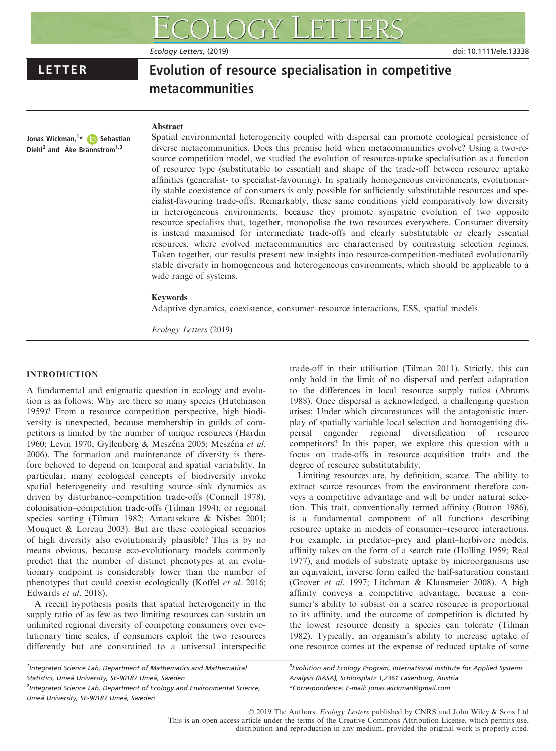LETTER

# Evolution of resource specialisation in competitive metacommunities

Jonas Wickman,[1]* Sebastian Diehl[2] and Åke Brännström[1,3]

## Abstract

Spatial environmental heterogeneity coupled with dispersal can promote ecological persistence of diverse metacommunities. Does this premise hold when metacommunities evolve? Using a two-resource competition model, we studied the evolution of resource-uptake specialisation as a function of resource type (substitutable to essential) and shape of the trade-off between resource uptake affinities (generalist- to specialist-favouring). In spatially homogeneous environments, evolutionarily stable coexistence of consumers is only possible for sufficiently substitutable resources and specialist-favouring trade-offs. Remarkably, these same conditions yield comparatively low diversity in heterogeneous environments, because they promote sympatric evolution of two opposite resource specialists that, together, monopolise the two resources everywhere. Consumer diversity is instead maximised for intermediate trade-offs and clearly substitutable or clearly essential resources, where evolved metacommunities are characterised by contrasting selection regimes. Taken together, our results present new insights into resource-competition-mediated evolutionarily stable diversity in homogeneous and heterogeneous environments, which should be applicable to a wide range of systems.

### Keywords

Adaptive dynamics, coexistence, consumer–resource interactions, ESS, spatial models.

*Ecology Letters* (2019)

## INTRODUCTION

A fundamental and enigmatic question in ecology and evolution is as follows: Why are there so many species (Hutchinson 1959)? From a resource competition perspective, high biodiversity is unexpected, because membership in guilds of competitors is limited by the number of unique resources (Hardin 1960; Levin 1970; Gyllenberg & Meszéna 2005; Meszéna *et al.* 2006). The formation and maintenance of diversity is therefore believed to depend on temporal and spatial variability. In particular, many ecological concepts of biodiversity invoke spatial heterogeneity and resulting source–sink dynamics as driven by disturbance–competition trade-offs (Connell 1978), colonisation–competition trade-offs (Tilman 1994), or regional species sorting (Tilman 1982; Amarasekare & Nisbet 2001; Mouquet & Loreau 2003). But are these ecological scenarios of high diversity also evolutionarily plausible? This is by no means obvious, because eco-evolutionary models commonly predict that the number of distinct phenotypes at an evolutionary endpoint is considerably lower than the number of phenotypes that could coexist ecologically (Koffel *et al.* 2016; Edwards *et al.* 2018).

A recent hypothesis posits that spatial heterogeneity in the supply ratio of as few as two limiting resources can sustain an unlimited regional diversity of competing consumers over evolutionary time scales, if consumers exploit the two resources differently but are constrained to a universal interspecific trade-off in their utilisation (Tilman 2011). Strictly, this can only hold in the limit of no dispersal and perfect adaptation to the differences in local resource supply ratios (Abrams 1988). Once dispersal is acknowledged, a challenging question arises: Under which circumstances will the antagonistic interplay of spatially variable local selection and homogenising dispersal engender regional diversification of resource competitors? In this paper, we explore this question with a focus on trade-offs in resource–acquisition traits and the degree of resource substitutability.

Limiting resources are, by definition, scarce. The ability to extract scarce resources from the environment therefore conveys a competitive advantage and will be under natural selection. This trait, conventionally termed affinity (Button 1986), is a fundamental component of all functions describing resource uptake in models of consumer–resource interactions. For example, in predator–prey and plant–herbivore models, affinity takes on the form of a search rate (Holling 1959; Real 1977), and models of substrate uptake by microorganisms use an equivalent, inverse form called the half-saturation constant (Grover *et al.* 1997; Litchman & Klausmeier 2008). A high affinity conveys a competitive advantage, because a consumer's ability to subsist on a scarce resource is proportional to its affinity, and the outcome of competition is dictated by the lowest resource density a species can tolerate (Tilman 1982). Typically, an organism's ability to increase uptake of one resource comes at the expense of reduced uptake of some

[1]Integrated Science Lab, Department of Mathematics and Mathematical Statistics, Umeå University, SE-90187 Umeå, Sweden

[2]Integrated Science Lab, Department of Ecology and Environmental Science, Umeå University, SE-90187 Umeå, Sweden

[3]Evolution and Ecology Program, International Institute for Applied Systems Analysis (IIASA), Schlossplatz 1,2361 Laxenburg, Austria

*Correspondence: E-mail: jonas.wickman@gmail.com

© 2019 The Authors. *Ecology Letters* published by CNRS and John Wiley & Sons Ltd
This is an open access article under the terms of the Creative Commons Attribution License, which permits use, distribution and reproduction in any medium, provided the original work is properly cited.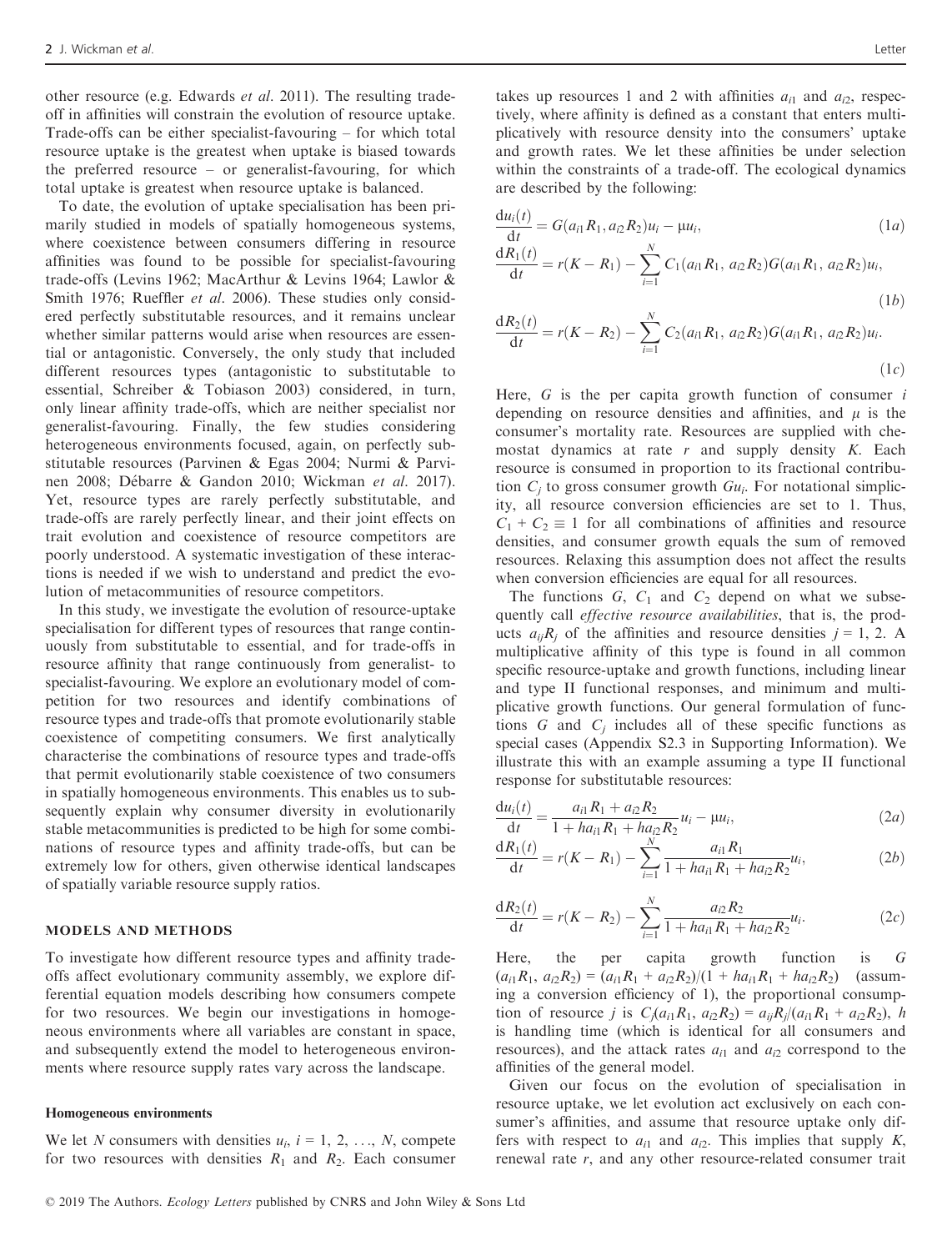other resource (e.g. Edwards *et al.* 2011). The resulting trade-off in affinities will constrain the evolution of resource uptake. Trade-offs can be either specialist-favouring – for which total resource uptake is the greatest when uptake is biased towards the preferred resource – or generalist-favouring, for which total uptake is greatest when resource uptake is balanced.

To date, the evolution of uptake specialisation has been primarily studied in models of spatially homogeneous systems, where coexistence between consumers differing in resource affinities was found to be possible for specialist-favouring trade-offs (Levins 1962; MacArthur & Levins 1964; Lawlor & Smith 1976; Rueffler *et al.* 2006). These studies only considered perfectly substitutable resources, and it remains unclear whether similar patterns would arise when resources are essential or antagonistic. Conversely, the only study that included different resources types (antagonistic to substitutable to essential, Schreiber & Tobiason 2003) considered, in turn, only linear affinity trade-offs, which are neither specialist nor generalist-favouring. Finally, the few studies considering heterogeneous environments focused, again, on perfectly substitutable resources (Parvinen & Egas 2004; Nurmi & Parvinen 2008; Débarre & Gandon 2010; Wickman *et al.* 2017). Yet, resource types are rarely perfectly substitutable, and trade-offs are rarely perfectly linear, and their joint effects on trait evolution and coexistence of resource competitors are poorly understood. A systematic investigation of these interactions is needed if we wish to understand and predict the evolution of metacommunities of resource competitors.

In this study, we investigate the evolution of resource-uptake specialisation for different types of resources that range continuously from substitutable to essential, and for trade-offs in resource affinity that range continuously from generalist- to specialist-favouring. We explore an evolutionary model of competition for two resources and identify combinations of resource types and trade-offs that promote evolutionarily stable coexistence of competing consumers. We first analytically characterise the combinations of resource types and trade-offs that permit evolutionarily stable coexistence of two consumers in spatially homogeneous environments. This enables us to subsequently explain why consumer diversity in evolutionarily stable metacommunities is predicted to be high for some combinations of resource types and affinity trade-offs, but can be extremely low for others, given otherwise identical landscapes of spatially variable resource supply ratios.

## MODELS AND METHODS

To investigate how different resource types and affinity trade-offs affect evolutionary community assembly, we explore differential equation models describing how consumers compete for two resources. We begin our investigations in homogeneous environments where all variables are constant in space, and subsequently extend the model to heterogeneous environments where resource supply rates vary across the landscape.

### Homogeneous environments

We let $N$ consumers with densities $u_i$, $i = 1, 2, \ldots, N$, compete for two resources with densities $R_1$ and $R_2$. Each consumer takes up resources 1 and 2 with affinities $a_{i1}$ and $a_{i2}$, respectively, where affinity is defined as a constant that enters multiplicatively with resource density into the consumers' uptake and growth rates. We let these affinities be under selection within the constraints of a trade-off. The ecological dynamics are described by the following:

$$\frac{du_i(t)}{dt} = G(a_{i1}R_1, a_{i2}R_2)u_i - \mu u_i, \tag{1a}$$

$$\frac{dR_1(t)}{dt} = r(K - R_1) - \sum_{i=1}^{N} C_1(a_{i1}R_1, a_{i2}R_2)G(a_{i1}R_1, a_{i2}R_2)u_i, \tag{1b}$$

$$\frac{dR_2(t)}{dt} = r(K - R_2) - \sum_{i=1}^{N} C_2(a_{i1}R_1, a_{i2}R_2)G(a_{i1}R_1, a_{i2}R_2)u_i. \tag{1c}$$

Here, $G$ is the per capita growth function of consumer $i$ depending on resource densities and affinities, and $\mu$ is the consumer's mortality rate. Resources are supplied with chemostat dynamics at rate $r$ and supply density $K$. Each resource is consumed in proportion to its fractional contribution $C_j$ to gross consumer growth $Gu_i$. For notational simplicity, all resource conversion efficiencies are set to 1. Thus, $C_1 + C_2 \equiv 1$ for all combinations of affinities and resource densities, and consumer growth equals the sum of removed resources. Relaxing this assumption does not affect the results when conversion efficiencies are equal for all resources.

The functions $G$, $C_1$ and $C_2$ depend on what we subsequently call *effective resource availabilities*, that is, the products $a_{ij}R_j$ of the affinities and resource densities $j = 1, 2$. A multiplicative affinity of this type is found in all common specific resource-uptake and growth functions, including linear and type II functional responses, and minimum and multiplicative growth functions. Our general formulation of functions $G$ and $C_j$ includes all of these specific functions as special cases (Appendix S2.3 in Supporting Information). We illustrate this with an example assuming a type II functional response for substitutable resources:

$$\frac{du_i(t)}{dt} = \frac{a_{i1}R_1 + a_{i2}R_2}{1 + ha_{i1}R_1 + ha_{i2}R_2}u_i - \mu u_i, \tag{2a}$$

$$\frac{dR_1(t)}{dt} = r(K - R_1) - \sum_{i=1}^{N} \frac{a_{i1}R_1}{1 + ha_{i1}R_1 + ha_{i2}R_2}u_i, \tag{2b}$$

$$\frac{dR_2(t)}{dt} = r(K - R_2) - \sum_{i=1}^{N} \frac{a_{i2}R_2}{1 + ha_{i1}R_1 + ha_{i2}R_2}u_i. \tag{2c}$$

Here, the per capita growth function is $G(a_{i1}R_1, a_{i2}R_2) = (a_{i1}R_1 + a_{i2}R_2)/(1 + ha_{i1}R_1 + ha_{i2}R_2)$ (assuming a conversion efficiency of 1), the proportional consumption of resource $j$ is $C_j(a_{i1}R_1, a_{i2}R_2) = a_{ij}R_j/(a_{i1}R_1 + a_{i2}R_2)$, $h$ is handling time (which is identical for all consumers and resources), and the attack rates $a_{i1}$ and $a_{i2}$ correspond to the affinities of the general model.

Given our focus on the evolution of specialisation in resource uptake, we let evolution act exclusively on each consumer's affinities, and assume that resource uptake only differs with respect to $a_{i1}$ and $a_{i2}$. This implies that supply $K$, renewal rate $r$, and any other resource-related consumer trait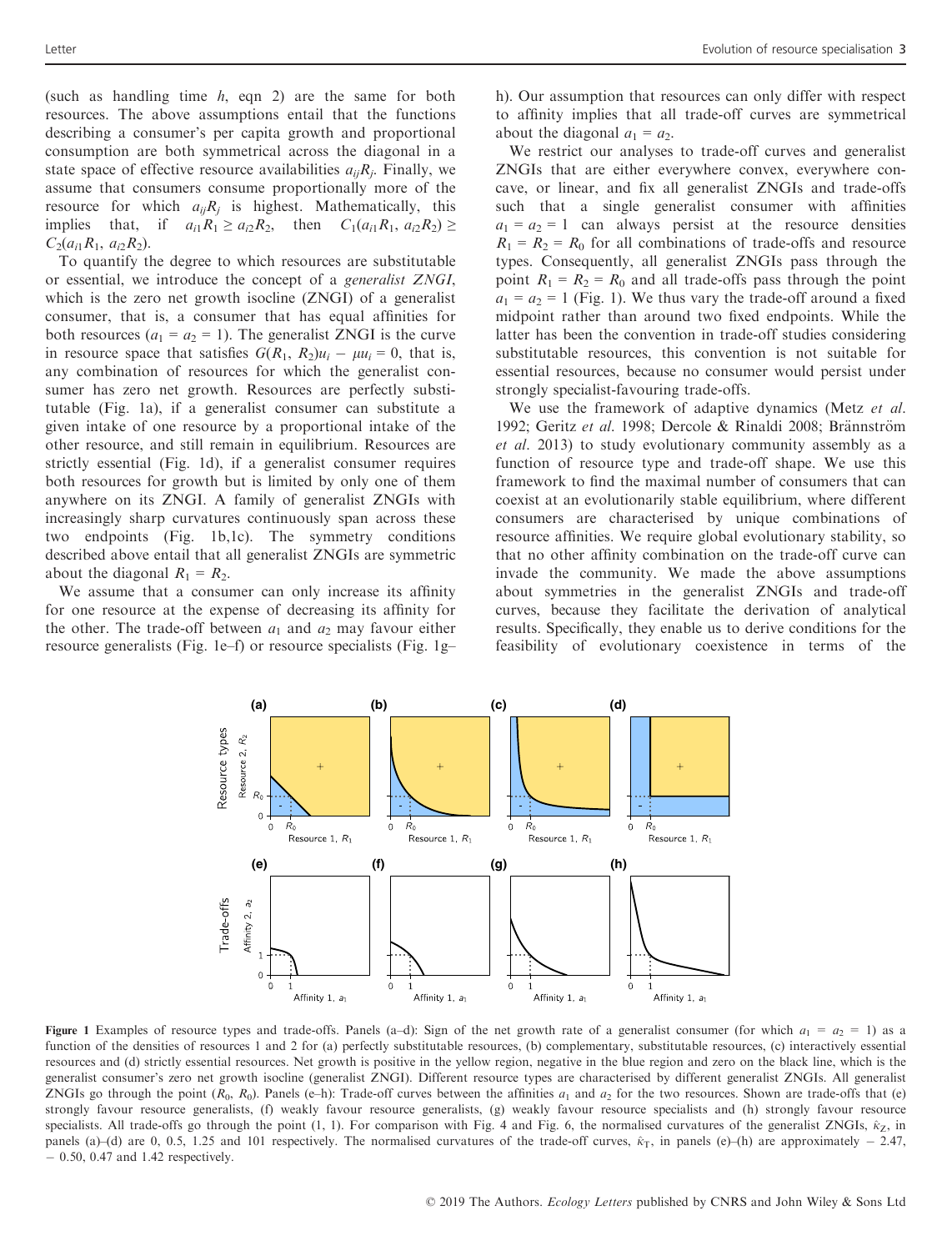(such as handling time $h$, eqn 2) are the same for both resources. The above assumptions entail that the functions describing a consumer's per capita growth and proportional consumption are both symmetrical across the diagonal in a state space of effective resource availabilities $a_{ij}R_j$. Finally, we assume that consumers consume proportionally more of the resource for which $a_{ij}R_j$ is highest. Mathematically, this implies that, if $a_{i1}R_1 \geq a_{i2}R_2$, then $C_1(a_{i1}R_1, a_{i2}R_2) \geq C_2(a_{i1}R_1, a_{i2}R_2)$.

To quantify the degree to which resources are substitutable or essential, we introduce the concept of a *generalist ZNGI*, which is the zero net growth isocline (ZNGI) of a generalist consumer, that is, a consumer that has equal affinities for both resources ($a_1 = a_2 = 1$). The generalist ZNGI is the curve in resource space that satisfies $G(R_1, R_2)u_i - \mu u_i = 0$, that is, any combination of resources for which the generalist consumer has zero net growth. Resources are perfectly substitutable (Fig. 1a), if a generalist consumer can substitute a given intake of one resource by a proportional intake of the other resource, and still remain in equilibrium. Resources are strictly essential (Fig. 1d), if a generalist consumer requires both resources for growth but is limited by only one of them anywhere on its ZNGI. A family of generalist ZNGIs with increasingly sharp curvatures continuously span across these two endpoints (Fig. 1b,1c). The symmetry conditions described above entail that all generalist ZNGIs are symmetric about the diagonal $R_1 = R_2$.

We assume that a consumer can only increase its affinity for one resource at the expense of decreasing its affinity for the other. The trade-off between $a_1$ and $a_2$ may favour either resource generalists (Fig. 1e–f) or resource specialists (Fig. 1g–h). Our assumption that resources can only differ with respect to affinity implies that all trade-off curves are symmetrical about the diagonal $a_1 = a_2$.

We restrict our analyses to trade-off curves and generalist ZNGIs that are either everywhere convex, everywhere concave, or linear, and fix all generalist ZNGIs and trade-offs such that a single generalist consumer with affinities $a_1 = a_2 = 1$ can always persist at the resource densities $R_1 = R_2 = R_0$ for all combinations of trade-offs and resource types. Consequently, all generalist ZNGIs pass through the point $R_1 = R_2 = R_0$ and all trade-offs pass through the point $a_1 = a_2 = 1$ (Fig. 1). We thus vary the trade-off around a fixed midpoint rather than around two fixed endpoints. While the latter has been the convention in trade-off studies considering substitutable resources, this convention is not suitable for essential resources, because no consumer would persist under strongly specialist-favouring trade-offs.

We use the framework of adaptive dynamics (Metz *et al.* 1992; Geritz *et al.* 1998; Dercole & Rinaldi 2008; Brännström *et al.* 2013) to study evolutionary community assembly as a function of resource type and trade-off shape. We use this framework to find the maximal number of consumers that can coexist at an evolutionarily stable equilibrium, where different consumers are characterised by unique combinations of resource affinities. We require global evolutionary stability, so that no other affinity combination on the trade-off curve can invade the community. We made the above assumptions about symmetries in the generalist ZNGIs and trade-off curves, because they facilitate the derivation of analytical results. Specifically, they enable us to derive conditions for the feasibility of evolutionary coexistence in terms of the

**Figure 1** Examples of resource types and trade-offs. Panels (a–d): Sign of the net growth rate of a generalist consumer (for which $a_1 = a_2 = 1$) as a function of the densities of resources 1 and 2 for (a) perfectly substitutable resources, (b) complementary, substitutable resources, (c) interactively essential resources and (d) strictly essential resources. Net growth is positive in the yellow region, negative in the blue region and zero on the black line, which is the generalist consumer's zero net growth isocline (generalist ZNGI). Different resource types are characterised by different generalist ZNGIs. All generalist ZNGIs go through the point $(R_0, R_0)$. Panels (e–h): Trade-off curves between the affinities $a_1$ and $a_2$ for the two resources. Shown are trade-offs that (e) strongly favour resource generalists, (f) weakly favour resource generalists, (g) weakly favour resource specialists and (h) strongly favour resource specialists. All trade-offs go through the point (1, 1). For comparison with Fig. 4 and Fig. 6, the normalised curvatures of the generalist ZNGIs, $\hat{\kappa}_Z$, in panels (a)–(d) are 0, 0.5, 1.25 and 101 respectively. The normalised curvatures of the trade-off curves, $\hat{\kappa}_T$, in panels (e)–(h) are approximately − 2.47, − 0.50, 0.47 and 1.42 respectively.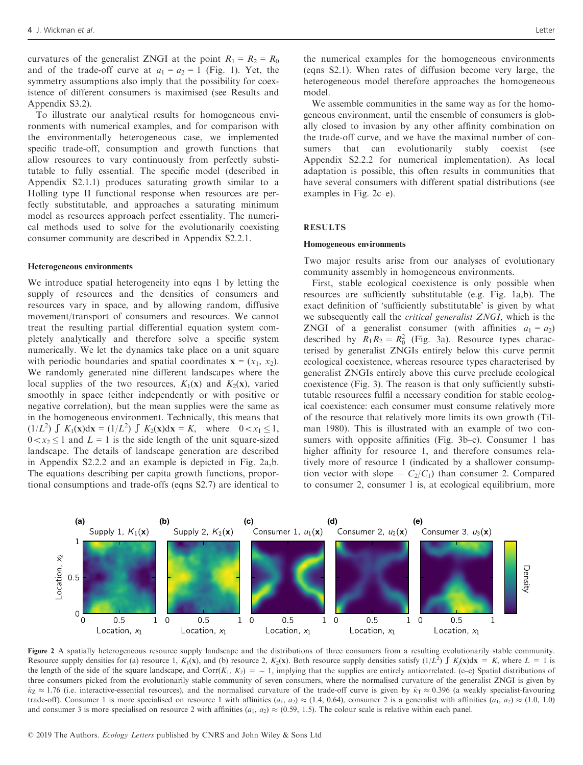curvatures of the generalist ZNGI at the point $R_1 = R_2 = R_0$ and of the trade-off curve at $a_1 = a_2 = 1$ (Fig. 1). Yet, the symmetry assumptions also imply that the possibility for coexistence of different consumers is maximised (see Results and Appendix S3.2).

To illustrate our analytical results for homogeneous environments with numerical examples, and for comparison with the environmentally heterogeneous case, we implemented specific trade-off, consumption and growth functions that allow resources to vary continuously from perfectly substitutable to fully essential. The specific model (described in Appendix S2.1.1) produces saturating growth similar to a Holling type II functional response when resources are perfectly substitutable, and approaches a saturating minimum model as resources approach perfect essentiality. The numerical methods used to solve for the evolutionarily coexisting consumer community are described in Appendix S2.2.1.

#### Heterogeneous environments

We introduce spatial heterogeneity into eqns 1 by letting the supply of resources and the densities of consumers and resources vary in space, and by allowing random, diffusive movement/transport of consumers and resources. We cannot treat the resulting partial differential equation system completely analytically and therefore solve a specific system numerically. We let the dynamics take place on a unit square with periodic boundaries and spatial coordinates $\mathbf{x} = (x_1, x_2)$. We randomly generated nine different landscapes where the local supplies of the two resources, $K_1(\mathbf{x})$ and $K_2(\mathbf{x})$, varied smoothly in space (either independently or with positive or negative correlation), but the mean supplies were the same as in the homogeneous environment. Technically, this means that $(1/L^2) \int K_1(\mathbf{x})d\mathbf{x} = (1/L^2) \int K_2(\mathbf{x})d\mathbf{x} = K$, where $0 < x_1 \leq 1$, $0 < x_2 \leq 1$ and $L = 1$ is the side length of the unit square-sized landscape. The details of landscape generation are described in Appendix S2.2.2 and an example is depicted in Fig. 2a,b. The equations describing per capita growth functions, proportional consumptions and trade-offs (eqns S2.7) are identical to the numerical examples for the homogeneous environments (eqns S2.1). When rates of diffusion become very large, the heterogeneous model therefore approaches the homogeneous model.

We assemble communities in the same way as for the homogeneous environment, until the ensemble of consumers is globally closed to invasion by any other affinity combination on the trade-off curve, and we have the maximal number of consumers that can evolutionarily stably coexist (see Appendix S2.2.2 for numerical implementation). As local adaptation is possible, this often results in communities that have several consumers with different spatial distributions (see examples in Fig. 2c–e).

## RESULTS

#### Homogeneous environments

Two major results arise from our analyses of evolutionary community assembly in homogeneous environments.

First, stable ecological coexistence is only possible when resources are sufficiently substitutable (e.g. Fig. 1a,b). The exact definition of 'sufficiently substitutable' is given by what we subsequently call the *critical generalist ZNGI*, which is the ZNGI of a generalist consumer (with affinities $a_1 = a_2$) described by $R_1 R_2 = R_0^2$ (Fig. 3a). Resource types characterised by generalist ZNGIs entirely below this curve permit ecological coexistence, whereas resource types characterised by generalist ZNGIs entirely above this curve preclude ecological coexistence (Fig. 3). The reason is that only sufficiently substitutable resources fulfil a necessary condition for stable ecological coexistence: each consumer must consume relatively more of the resource that relatively more limits its own growth (Tilman 1980). This is illustrated with an example of two consumers with opposite affinities (Fig. 3b–c). Consumer 1 has higher affinity for resource 1, and therefore consumes relatively more of resource 1 (indicated by a shallower consumption vector with slope $-C_2/C_1$) than consumer 2. Compared to consumer 2, consumer 1 is, at ecological equilibrium, more

Figure 2 A spatially heterogeneous resource supply landscape and the distributions of three consumers from a resulting evolutionarily stable community. Resource supply densities for (a) resource 1, $K_1(\mathbf{x})$, and (b) resource 2, $K_2(\mathbf{x})$. Both resource supply densities satisfy $(1/L^2) \int K_j(\mathbf{x})d\mathbf{x} = K$, where $L = 1$ is the length of the side of the square landscape, and $\mathrm{Corr}(K_1, K_2) = -1$, implying that the supplies are entirely anticorrelated. (c–e) Spatial distributions of three consumers picked from the evolutionarily stable community of seven consumers, where the normalised curvature of the generalist ZNGI is given by $\hat{\kappa}_Z \approx 1.76$ (i.e. interactive-essential resources), and the normalised curvature of the trade-off curve is given by $\hat{\kappa}_T \approx 0.396$ (a weakly specialist-favouring trade-off). Consumer 1 is more specialised on resource 1 with affinities $(a_1, a_2) \approx (1.4, 0.64)$, consumer 2 is a generalist with affinities $(a_1, a_2) \approx (1.0, 1.0)$ and consumer 3 is more specialised on resource 2 with affinities $(a_1, a_2) \approx (0.59, 1.5)$. The colour scale is relative within each panel.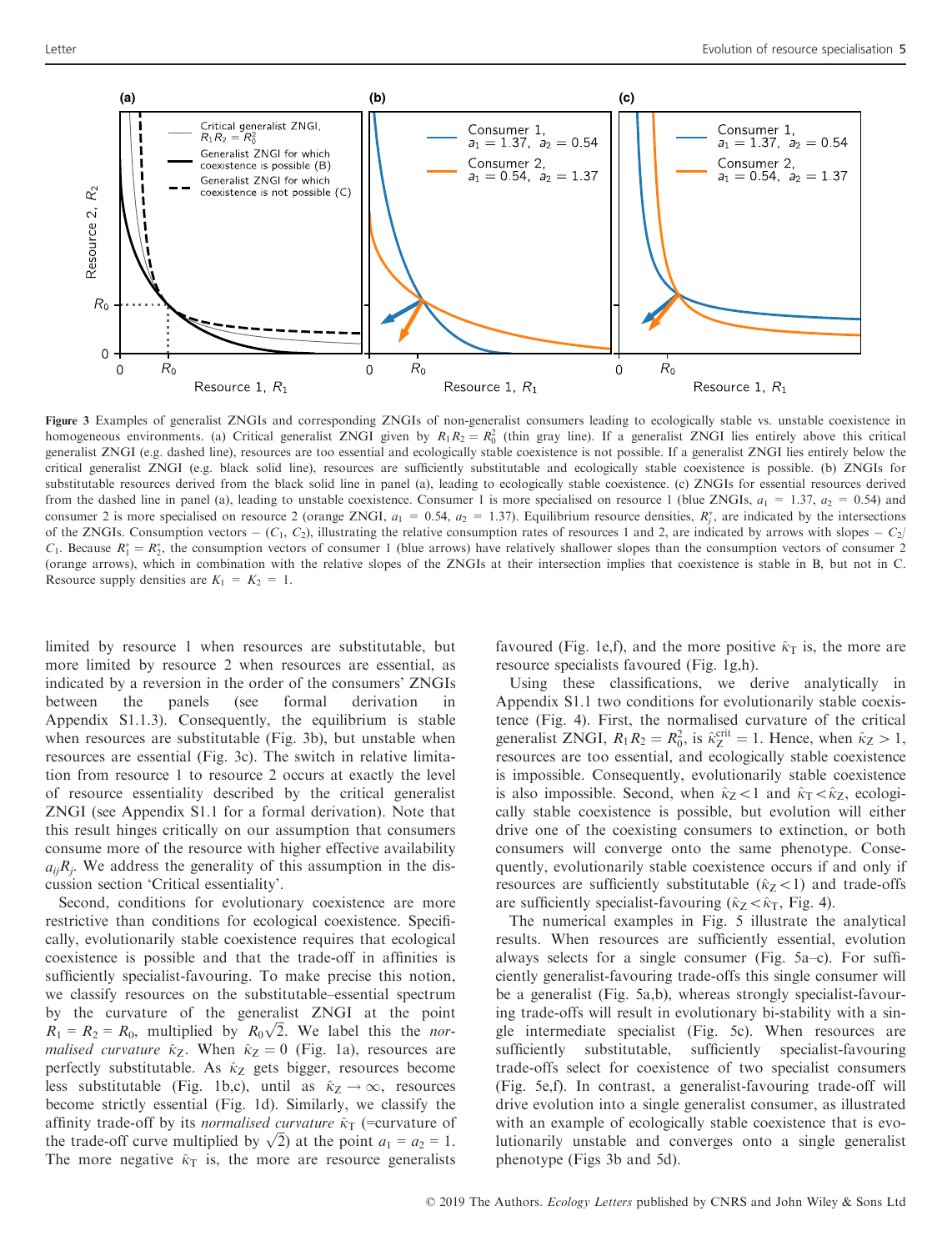**Figure 3** Examples of generalist ZNGIs and corresponding ZNGIs of non-generalist consumers leading to ecologically stable vs. unstable coexistence in homogeneous environments. (a) Critical generalist ZNGI given by $R_1R_2 = R_0^2$ (thin gray line). If a generalist ZNGI lies entirely above this critical generalist ZNGI (e.g. dashed line), resources are too essential and ecologically stable coexistence is not possible. If a generalist ZNGI lies entirely below the critical generalist ZNGI (e.g. black solid line), resources are sufficiently substitutable and ecologically stable coexistence is possible. (b) ZNGIs for substitutable resources derived from the black solid line in panel (a), leading to ecologically stable coexistence. (c) ZNGIs for essential resources derived from the dashed line in panel (a), leading to unstable coexistence. Consumer 1 is more specialised on resource 1 (blue ZNGIs, $a_1$ = 1.37, $a_2$ = 0.54) and consumer 2 is more specialised on resource 2 (orange ZNGI, $a_1$ = 0.54, $a_2$ = 1.37). Equilibrium resource densities, $R_j^*$, are indicated by the intersections of the ZNGIs. Consumption vectors – ($C_1$, $C_2$), illustrating the relative consumption rates of resources 1 and 2, are indicated by arrows with slopes – $C_2/C_1$. Because $R_1^* = R_2^*$, the consumption vectors of consumer 1 (blue arrows) have relatively shallower slopes than the consumption vectors of consumer 2 (orange arrows), which in combination with the relative slopes of the ZNGIs at their intersection implies that coexistence is stable in B, but not in C. Resource supply densities are $K_1$ = $K_2$ = 1.

limited by resource 1 when resources are substitutable, but more limited by resource 2 when resources are essential, as indicated by a reversion in the order of the consumers' ZNGIs between the panels (see formal derivation in Appendix S1.1.3). Consequently, the equilibrium is stable when resources are substitutable (Fig. 3b), but unstable when resources are essential (Fig. 3c). The switch in relative limitation from resource 1 to resource 2 occurs at exactly the level of resource essentiality described by the critical generalist ZNGI (see Appendix S1.1 for a formal derivation). Note that this result hinges critically on our assumption that consumers consume more of the resource with higher effective availability $a_{ij}R_j$. We address the generality of this assumption in the discussion section 'Critical essentiality'.

Second, conditions for evolutionary coexistence are more restrictive than conditions for ecological coexistence. Specifically, evolutionarily stable coexistence requires that ecological coexistence is possible and that the trade-off in affinities is sufficiently specialist-favouring. To make precise this notion, we classify resources on the substitutable–essential spectrum by the curvature of the generalist ZNGI at the point $R_1 = R_2 = R_0$, multiplied by $R_0\sqrt{2}$. We label this the *normalised curvature* $\hat{\kappa}_Z$. When $\hat{\kappa}_Z = 0$ (Fig. 1a), resources are perfectly substitutable. As $\hat{\kappa}_Z$ gets bigger, resources become less substitutable (Fig. 1b,c), until as $\hat{\kappa}_Z \to \infty$, resources become strictly essential (Fig. 1d). Similarly, we classify the affinity trade-off by its *normalised curvature* $\hat{\kappa}_T$ (=curvature of the trade-off curve multiplied by $\sqrt{2}$) at the point $a_1 = a_2 = 1$. The more negative $\hat{\kappa}_T$ is, the more are resource generalists favoured (Fig. 1e,f), and the more positive $\hat{\kappa}_T$ is, the more are resource specialists favoured (Fig. 1g,h).

Using these classifications, we derive analytically in Appendix S1.1 two conditions for evolutionarily stable coexistence (Fig. 4). First, the normalised curvature of the critical generalist ZNGI, $R_1R_2 = R_0^2$, is $\hat{\kappa}_Z^{\text{crit}} = 1$. Hence, when $\hat{\kappa}_Z > 1$, resources are too essential, and ecologically stable coexistence is impossible. Consequently, evolutionarily stable coexistence is also impossible. Second, when $\hat{\kappa}_Z < 1$ and $\hat{\kappa}_T < \hat{\kappa}_Z$, ecologically stable coexistence is possible, but evolution will either drive one of the coexisting consumers to extinction, or both consumers will converge onto the same phenotype. Consequently, evolutionarily stable coexistence occurs if and only if resources are sufficiently substitutable ($\hat{\kappa}_Z < 1$) and trade-offs are sufficiently specialist-favouring ($\hat{\kappa}_Z < \hat{\kappa}_T$, Fig. 4).

The numerical examples in Fig. 5 illustrate the analytical results. When resources are sufficiently essential, evolution always selects for a single consumer (Fig. 5a–c). For sufficiently generalist-favouring trade-offs this single consumer will be a generalist (Fig. 5a,b), whereas strongly specialist-favouring trade-offs will result in evolutionary bi-stability with a single intermediate specialist (Fig. 5c). When resources are sufficiently substitutable, sufficiently specialist-favouring trade-offs select for coexistence of two specialist consumers (Fig. 5e,f). In contrast, a generalist-favouring trade-off will drive evolution into a single generalist consumer, as illustrated with an example of ecologically stable coexistence that is evolutionarily unstable and converges onto a single generalist phenotype (Figs 3b and 5d).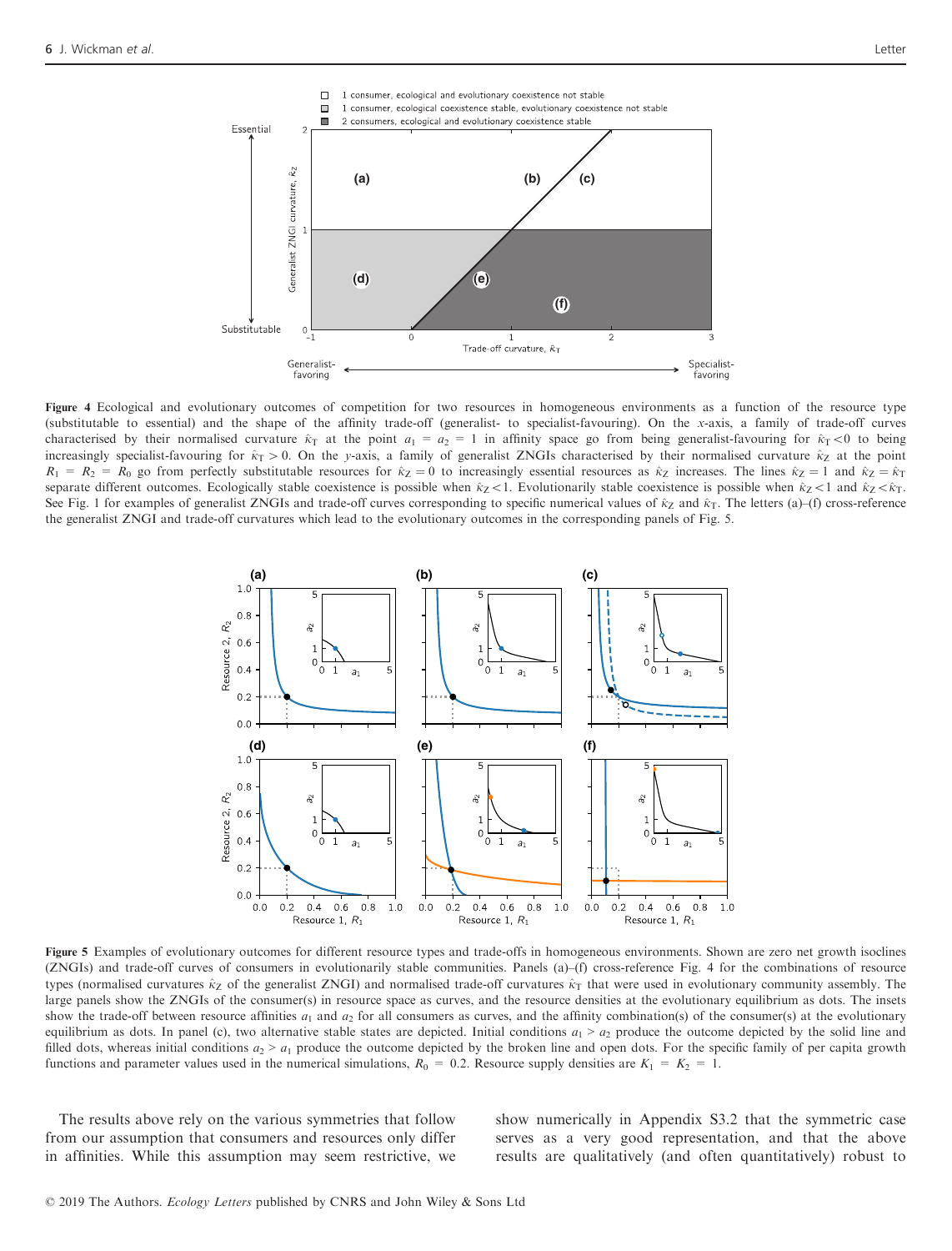**Figure 4** Ecological and evolutionary outcomes of competition for two resources in homogeneous environments as a function of the resource type (substitutable to essential) and the shape of the affinity trade-off (generalist- to specialist-favouring). On the x-axis, a family of trade-off curves characterised by their normalised curvature $\hat{\kappa}_T$ at the point $a_1 = a_2 = 1$ in affinity space go from being generalist-favouring for $\hat{\kappa}_T < 0$ to being increasingly specialist-favouring for $\hat{\kappa}_T > 0$. On the y-axis, a family of generalist ZNGIs characterised by their normalised curvature $\hat{\kappa}_Z$ at the point $R_1 = R_2 = R_0$ go from perfectly substitutable resources for $\hat{\kappa}_Z = 0$ to increasingly essential resources as $\hat{\kappa}_Z$ increases. The lines $\hat{\kappa}_Z = 1$ and $\hat{\kappa}_Z = \hat{\kappa}_T$ separate different outcomes. Ecologically stable coexistence is possible when $\hat{\kappa}_Z < 1$. Evolutionarily stable coexistence is possible when $\hat{\kappa}_Z < 1$ and $\hat{\kappa}_Z < \hat{\kappa}_T$. See Fig. 1 for examples of generalist ZNGIs and trade-off curves corresponding to specific numerical values of $\hat{\kappa}_Z$ and $\hat{\kappa}_T$. The letters (a)–(f) cross-reference the generalist ZNGI and trade-off curvatures which lead to the evolutionary outcomes in the corresponding panels of Fig. 5.

**Figure 5** Examples of evolutionary outcomes for different resource types and trade-offs in homogeneous environments. Shown are zero net growth isoclines (ZNGIs) and trade-off curves of consumers in evolutionarily stable communities. Panels (a)–(f) cross-reference Fig. 4 for the combinations of resource types (normalised curvatures $\hat{\kappa}_Z$ of the generalist ZNGI) and normalised trade-off curvatures $\hat{\kappa}_T$ that were used in evolutionary community assembly. The large panels show the ZNGIs of the consumer(s) in resource space as curves, and the resource densities at the evolutionary equilibrium as dots. The insets show the trade-off between resource affinities $a_1$ and $a_2$ for all consumers as curves, and the affinity combination(s) of the consumer(s) at the evolutionary equilibrium as dots. In panel (c), two alternative stable states are depicted. Initial conditions $a_1 > a_2$ produce the outcome depicted by the solid line and filled dots, whereas initial conditions $a_2 > a_1$ produce the outcome depicted by the broken line and open dots. For the specific family of per capita growth functions and parameter values used in the numerical simulations, $R_0 = 0.2$. Resource supply densities are $K_1 = K_2 = 1$.

The results above rely on the various symmetries that follow from our assumption that consumers and resources only differ in affinities. While this assumption may seem restrictive, we show numerically in Appendix S3.2 that the symmetric case serves as a very good representation, and that the above results are qualitatively (and often quantitatively) robust to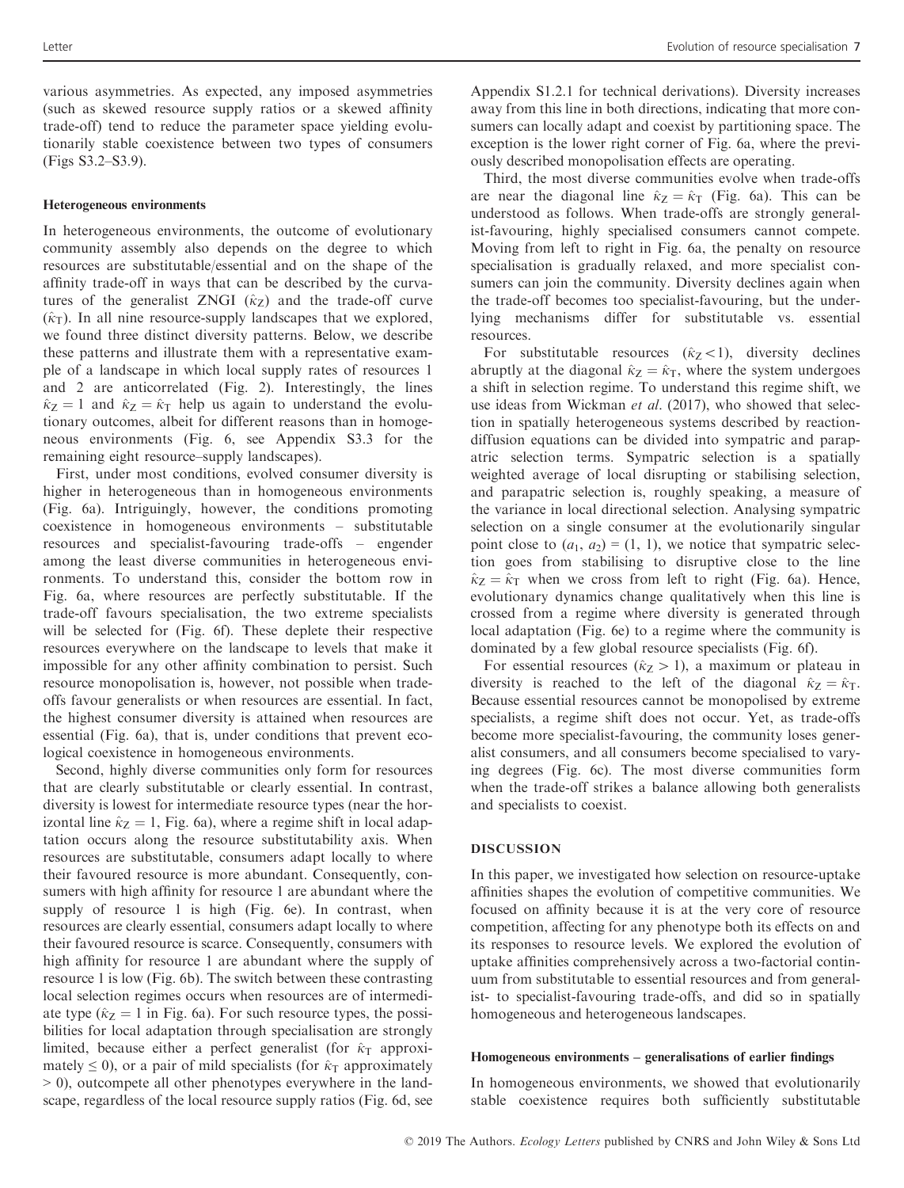various asymmetries. As expected, any imposed asymmetries (such as skewed resource supply ratios or a skewed affinity trade-off) tend to reduce the parameter space yielding evolutionarily stable coexistence between two types of consumers (Figs S3.2–S3.9).

### Heterogeneous environments

In heterogeneous environments, the outcome of evolutionary community assembly also depends on the degree to which resources are substitutable/essential and on the shape of the affinity trade-off in ways that can be described by the curvatures of the generalist ZNGI ($\hat{\kappa}_Z$) and the trade-off curve ($\hat{\kappa}_T$). In all nine resource-supply landscapes that we explored, we found three distinct diversity patterns. Below, we describe these patterns and illustrate them with a representative example of a landscape in which local supply rates of resources 1 and 2 are anticorrelated (Fig. 2). Interestingly, the lines $\hat{\kappa}_Z = 1$ and $\hat{\kappa}_Z = \hat{\kappa}_T$ help us again to understand the evolutionary outcomes, albeit for different reasons than in homogeneous environments (Fig. 6, see Appendix S3.3 for the remaining eight resource–supply landscapes).

First, under most conditions, evolved consumer diversity is higher in heterogeneous than in homogeneous environments (Fig. 6a). Intriguingly, however, the conditions promoting coexistence in homogeneous environments – substitutable resources and specialist-favouring trade-offs – engender among the least diverse communities in heterogeneous environments. To understand this, consider the bottom row in Fig. 6a, where resources are perfectly substitutable. If the trade-off favours specialisation, the two extreme specialists will be selected for (Fig. 6f). These deplete their respective resources everywhere on the landscape to levels that make it impossible for any other affinity combination to persist. Such resource monopolisation is, however, not possible when trade-offs favour generalists or when resources are essential. In fact, the highest consumer diversity is attained when resources are essential (Fig. 6a), that is, under conditions that prevent ecological coexistence in homogeneous environments.

Second, highly diverse communities only form for resources that are clearly substitutable or clearly essential. In contrast, diversity is lowest for intermediate resource types (near the horizontal line $\hat{\kappa}_Z = 1$, Fig. 6a), where a regime shift in local adaptation occurs along the resource substitutability axis. When resources are substitutable, consumers adapt locally to where their favoured resource is more abundant. Consequently, consumers with high affinity for resource 1 are abundant where the supply of resource 1 is high (Fig. 6e). In contrast, when resources are clearly essential, consumers adapt locally to where their favoured resource is scarce. Consequently, consumers with high affinity for resource 1 are abundant where the supply of resource 1 is low (Fig. 6b). The switch between these contrasting local selection regimes occurs when resources are of intermediate type ($\hat{\kappa}_Z = 1$ in Fig. 6a). For such resource types, the possibilities for local adaptation through specialisation are strongly limited, because either a perfect generalist (for $\hat{\kappa}_T$ approximately $\leq 0$), or a pair of mild specialists (for $\hat{\kappa}_T$ approximately $> 0$), outcompete all other phenotypes everywhere in the landscape, regardless of the local resource supply ratios (Fig. 6d, see Appendix S1.2.1 for technical derivations). Diversity increases away from this line in both directions, indicating that more consumers can locally adapt and coexist by partitioning space. The exception is the lower right corner of Fig. 6a, where the previously described monopolisation effects are operating.

Third, the most diverse communities evolve when trade-offs are near the diagonal line $\hat{\kappa}_Z = \hat{\kappa}_T$ (Fig. 6a). This can be understood as follows. When trade-offs are strongly generalist-favouring, highly specialised consumers cannot compete. Moving from left to right in Fig. 6a, the penalty on resource specialisation is gradually relaxed, and more specialist consumers can join the community. Diversity declines again when the trade-off becomes too specialist-favouring, but the underlying mechanisms differ for substitutable vs. essential resources.

For substitutable resources ($\hat{\kappa}_Z < 1$), diversity declines abruptly at the diagonal $\hat{\kappa}_Z = \hat{\kappa}_T$, where the system undergoes a shift in selection regime. To understand this regime shift, we use ideas from Wickman *et al.* (2017), who showed that selection in spatially heterogeneous systems described by reaction-diffusion equations can be divided into sympatric and parapatric selection terms. Sympatric selection is a spatially weighted average of local disrupting or stabilising selection, and parapatric selection is, roughly speaking, a measure of the variance in local directional selection. Analysing sympatric selection on a single consumer at the evolutionarily singular point close to $(a_1, a_2) = (1, 1)$, we notice that sympatric selection goes from stabilising to disruptive close to the line $\hat{\kappa}_Z = \hat{\kappa}_T$ when we cross from left to right (Fig. 6a). Hence, evolutionary dynamics change qualitatively when this line is crossed from a regime where diversity is generated through local adaptation (Fig. 6e) to a regime where the community is dominated by a few global resource specialists (Fig. 6f).

For essential resources ($\hat{\kappa}_Z > 1$), a maximum or plateau in diversity is reached to the left of the diagonal $\hat{\kappa}_Z = \hat{\kappa}_T$. Because essential resources cannot be monopolised by extreme specialists, a regime shift does not occur. Yet, as trade-offs become more specialist-favouring, the community loses generalist consumers, and all consumers become specialised to varying degrees (Fig. 6c). The most diverse communities form when the trade-off strikes a balance allowing both generalists and specialists to coexist.

## DISCUSSION

In this paper, we investigated how selection on resource-uptake affinities shapes the evolution of competitive communities. We focused on affinity because it is at the very core of resource competition, affecting for any phenotype both its effects on and its responses to resource levels. We explored the evolution of uptake affinities comprehensively across a two-factorial continuum from substitutable to essential resources and from generalist- to specialist-favouring trade-offs, and did so in spatially homogeneous and heterogeneous landscapes.

### Homogeneous environments – generalisations of earlier findings

In homogeneous environments, we showed that evolutionarily stable coexistence requires both sufficiently substitutable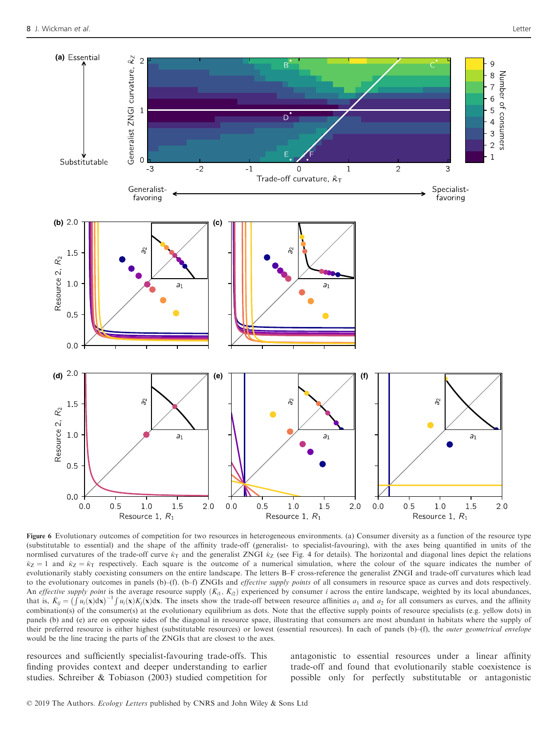**Figure 6** Evolutionary outcomes of competition for two resources in heterogeneous environments. (a) Consumer diversity as a function of the resource type (substitutable to essential) and the shape of the affinity trade-off (generalist- to specialist-favouring), with the axes being quantified in units of the normlised curvatures of the trade-off curve $\hat{\kappa}_T$ and the generalist ZNGI $\hat{\kappa}_Z$ (see Fig. 4 for details). The horizontal and diagonal lines depict the relations $\hat{\kappa}_Z = 1$ and $\hat{\kappa}_Z = \hat{\kappa}_T$ respectively. Each square is the outcome of a numerical simulation, where the colour of the square indicates the number of evolutionarily stably coexisting consumers on the entire landscape. The letters B–F cross-reference the generalist ZNGI and trade-off curvatures which lead to the evolutionary outcomes in panels (b)–(f). (b–f) ZNGIs and *effective supply points* of all consumers in resource space as curves and dots respectively. An *effective supply point* is the average resource supply $(\bar{K}_{i1}, \bar{K}_{i2})$ experienced by consumer $i$ across the entire landscape, weighted by its local abundances, that is, $\bar{K}_{ij} = \left(\int u_i(\mathbf{x})\mathrm{d}\mathbf{x}\right)^{-1}\int u_i(\mathbf{x})K_j(\mathbf{x})\mathrm{d}\mathbf{x}$. The insets show the trade-off between resource affinities $a_1$ and $a_2$ for all consumers as curves, and the affinity combination(s) of the consumer(s) at the evolutionary equilibrium as dots. Note that the effective supply points of resource specialists (e.g. yellow dots) in panels (b) and (e) are on opposite sides of the diagonal in resource space, illustrating that consumers are most abundant in habitats where the supply of their preferred resource is either highest (substitutable resources) or lowest (essential resources). In each of panels (b)–(f), the *outer geometrical envelope* would be the line tracing the parts of the ZNGIs that are closest to the axes.

resources and sufficiently specialist-favouring trade-offs. This finding provides context and deeper understanding to earlier studies. Schreiber & Tobiason (2003) studied competition for antagonistic to essential resources under a linear affinity trade-off and found that evolutionarily stable coexistence is possible only for perfectly substitutable or antagonistic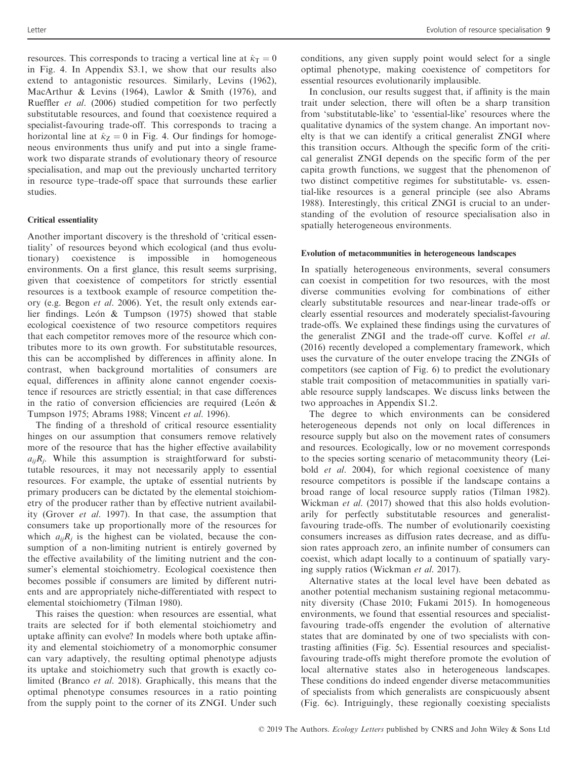resources. This corresponds to tracing a vertical line at $\hat{\kappa}_T = 0$ in Fig. 4. In Appendix S3.1, we show that our results also extend to antagonistic resources. Similarly, Levins (1962), MacArthur & Levins (1964), Lawlor & Smith (1976), and Rueffler *et al.* (2006) studied competition for two perfectly substitutable resources, and found that coexistence required a specialist-favouring trade-off. This corresponds to tracing a horizontal line at $\hat{\kappa}_Z = 0$ in Fig. 4. Our findings for homogeneous environments thus unify and put into a single framework two disparate strands of evolutionary theory of resource specialisation, and map out the previously uncharted territory in resource type–trade-off space that surrounds these earlier studies.

#### Critical essentiality

Another important discovery is the threshold of 'critical essentiality' of resources beyond which ecological (and thus evolutionary) coexistence is impossible in homogeneous environments. On a first glance, this result seems surprising, given that coexistence of competitors for strictly essential resources is a textbook example of resource competition theory (e.g. Begon *et al.* 2006). Yet, the result only extends earlier findings. León & Tumpson (1975) showed that stable ecological coexistence of two resource competitors requires that each competitor removes more of the resource which contributes more to its own growth. For substitutable resources, this can be accomplished by differences in affinity alone. In contrast, when background mortalities of consumers are equal, differences in affinity alone cannot engender coexistence if resources are strictly essential; in that case differences in the ratio of conversion efficiencies are required (León & Tumpson 1975; Abrams 1988; Vincent *et al.* 1996).

The finding of a threshold of critical resource essentiality hinges on our assumption that consumers remove relatively more of the resource that has the higher effective availability $a_{ij}R_j$. While this assumption is straightforward for substitutable resources, it may not necessarily apply to essential resources. For example, the uptake of essential nutrients by primary producers can be dictated by the elemental stoichiometry of the producer rather than by effective nutrient availability (Grover *et al.* 1997). In that case, the assumption that consumers take up proportionally more of the resources for which $a_{ij}R_j$ is the highest can be violated, because the consumption of a non-limiting nutrient is entirely governed by the effective availability of the limiting nutrient and the consumer's elemental stoichiometry. Ecological coexistence then becomes possible if consumers are limited by different nutrients and are appropriately niche-differentiated with respect to elemental stoichiometry (Tilman 1980).

This raises the question: when resources are essential, what traits are selected for if both elemental stoichiometry and uptake affinity can evolve? In models where both uptake affinity and elemental stoichiometry of a monomorphic consumer can vary adaptively, the resulting optimal phenotype adjusts its uptake and stoichiometry such that growth is exactly co-limited (Branco *et al.* 2018). Graphically, this means that the optimal phenotype consumes resources in a ratio pointing from the supply point to the corner of its ZNGI. Under such conditions, any given supply point would select for a single optimal phenotype, making coexistence of competitors for essential resources evolutionarily implausible.

In conclusion, our results suggest that, if affinity is the main trait under selection, there will often be a sharp transition from 'substitutable-like' to 'essential-like' resources where the qualitative dynamics of the system change. An important novelty is that we can identify a critical generalist ZNGI where this transition occurs. Although the specific form of the critical generalist ZNGI depends on the specific form of the per capita growth functions, we suggest that the phenomenon of two distinct competitive regimes for substitutable- vs. essential-like resources is a general principle (see also Abrams 1988). Interestingly, this critical ZNGI is crucial to an understanding of the evolution of resource specialisation also in spatially heterogeneous environments.

#### Evolution of metacommunities in heterogeneous landscapes

In spatially heterogeneous environments, several consumers can coexist in competition for two resources, with the most diverse communities evolving for combinations of either clearly substitutable resources and near-linear trade-offs or clearly essential resources and moderately specialist-favouring trade-offs. We explained these findings using the curvatures of the generalist ZNGI and the trade-off curve. Koffel *et al.* (2016) recently developed a complementary framework, which uses the curvature of the outer envelope tracing the ZNGIs of competitors (see caption of Fig. 6) to predict the evolutionary stable trait composition of metacommunities in spatially variable resource supply landscapes. We discuss links between the two approaches in Appendix S1.2.

The degree to which environments can be considered heterogeneous depends not only on local differences in resource supply but also on the movement rates of consumers and resources. Ecologically, low or no movement corresponds to the species sorting scenario of metacommunity theory (Leibold *et al.* 2004), for which regional coexistence of many resource competitors is possible if the landscape contains a broad range of local resource supply ratios (Tilman 1982). Wickman *et al.* (2017) showed that this also holds evolutionarily for perfectly substitutable resources and generalist-favouring trade-offs. The number of evolutionarily coexisting consumers increases as diffusion rates decrease, and as diffusion rates approach zero, an infinite number of consumers can coexist, which adapt locally to a continuum of spatially varying supply ratios (Wickman *et al.* 2017).

Alternative states at the local level have been debated as another potential mechanism sustaining regional metacommunity diversity (Chase 2010; Fukami 2015). In homogeneous environments, we found that essential resources and specialist-favouring trade-offs engender the evolution of alternative states that are dominated by one of two specialists with contrasting affinities (Fig. 5c). Essential resources and specialist-favouring trade-offs might therefore promote the evolution of local alternative states also in heterogeneous landscapes. These conditions do indeed engender diverse metacommunities of specialists from which generalists are conspicuously absent (Fig. 6c). Intriguingly, these regionally coexisting specialists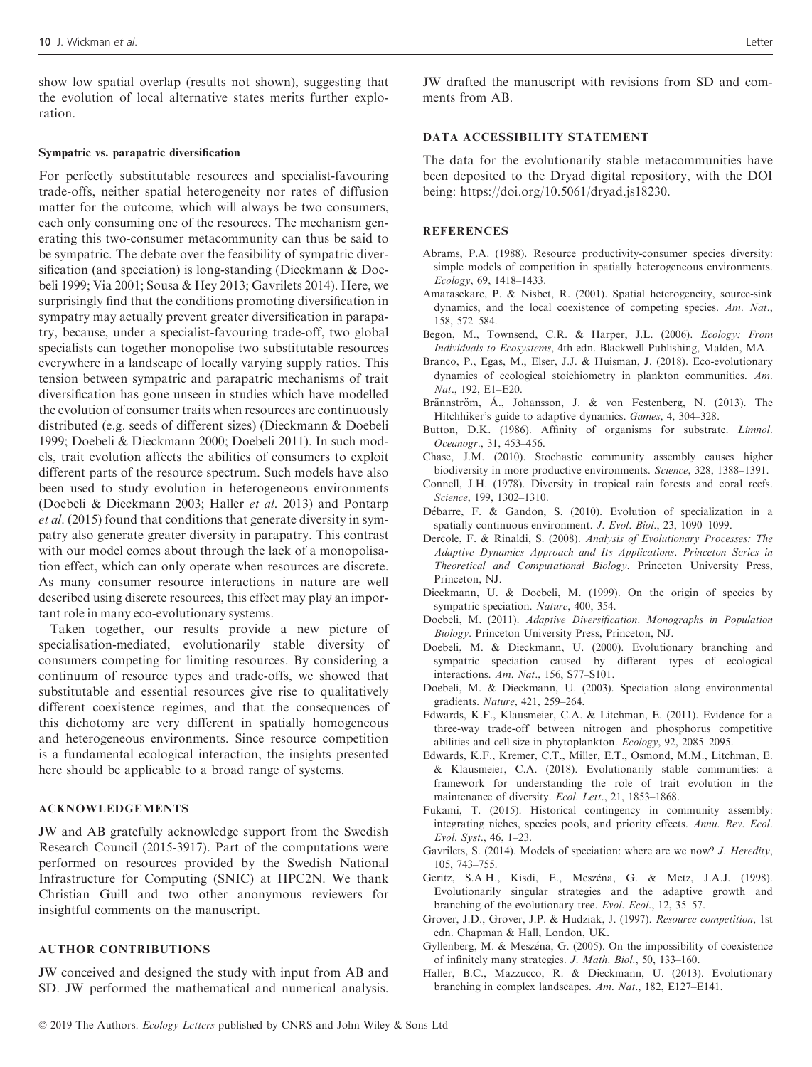show low spatial overlap (results not shown), suggesting that the evolution of local alternative states merits further exploration.

#### Sympatric vs. parapatric diversification

For perfectly substitutable resources and specialist-favouring trade-offs, neither spatial heterogeneity nor rates of diffusion matter for the outcome, which will always be two consumers, each only consuming one of the resources. The mechanism generating this two-consumer metacommunity can thus be said to be sympatric. The debate over the feasibility of sympatric diversification (and speciation) is long-standing (Dieckmann & Doebeli 1999; Via 2001; Sousa & Hey 2013; Gavrilets 2014). Here, we surprisingly find that the conditions promoting diversification in sympatry may actually prevent greater diversification in parapatry, because, under a specialist-favouring trade-off, two global specialists can together monopolise two substitutable resources everywhere in a landscape of locally varying supply ratios. This tension between sympatric and parapatric mechanisms of trait diversification has gone unseen in studies which have modelled the evolution of consumer traits when resources are continuously distributed (e.g. seeds of different sizes) (Dieckmann & Doebeli 1999; Doebeli & Dieckmann 2000; Doebeli 2011). In such models, trait evolution affects the abilities of consumers to exploit different parts of the resource spectrum. Such models have also been used to study evolution in heterogeneous environments (Doebeli & Dieckmann 2003; Haller *et al.* 2013) and Pontarp *et al.* (2015) found that conditions that generate diversity in sympatry also generate greater diversity in parapatry. This contrast with our model comes about through the lack of a monopolisation effect, which can only operate when resources are discrete. As many consumer–resource interactions in nature are well described using discrete resources, this effect may play an important role in many eco-evolutionary systems.

Taken together, our results provide a new picture of specialisation-mediated, evolutionarily stable diversity of consumers competing for limiting resources. By considering a continuum of resource types and trade-offs, we showed that substitutable and essential resources give rise to qualitatively different coexistence regimes, and that the consequences of this dichotomy are very different in spatially homogeneous and heterogeneous environments. Since resource competition is a fundamental ecological interaction, the insights presented here should be applicable to a broad range of systems.

## ACKNOWLEDGEMENTS

JW and AB gratefully acknowledge support from the Swedish Research Council (2015-3917). Part of the computations were performed on resources provided by the Swedish National Infrastructure for Computing (SNIC) at HPC2N. We thank Christian Guill and two other anonymous reviewers for insightful comments on the manuscript.

## AUTHOR CONTRIBUTIONS

JW conceived and designed the study with input from AB and SD. JW performed the mathematical and numerical analysis. JW drafted the manuscript with revisions from SD and comments from AB.

## DATA ACCESSIBILITY STATEMENT

The data for the evolutionarily stable metacommunities have been deposited to the Dryad digital repository, with the DOI being: https://doi.org/10.5061/dryad.js18230.

## REFERENCES

Abrams, P.A. (1988). Resource productivity-consumer species diversity: simple models of competition in spatially heterogeneous environments. *Ecology*, 69, 1418–1433.

Amarasekare, P. & Nisbet, R. (2001). Spatial heterogeneity, source-sink dynamics, and the local coexistence of competing species. *Am. Nat.*, 158, 572–584.

Begon, M., Townsend, C.R. & Harper, J.L. (2006). *Ecology: From Individuals to Ecosystems*, 4th edn. Blackwell Publishing, Malden, MA.

Branco, P., Egas, M., Elser, J.J. & Huisman, J. (2018). Eco-evolutionary dynamics of ecological stoichiometry in plankton communities. *Am. Nat.*, 192, E1–E20.

Brännström, Å., Johansson, J. & von Festenberg, N. (2013). The Hitchhiker's guide to adaptive dynamics. *Games*, 4, 304–328.

Button, D.K. (1986). Affinity of organisms for substrate. *Limnol. Oceanogr.*, 31, 453–456.

Chase, J.M. (2010). Stochastic community assembly causes higher biodiversity in more productive environments. *Science*, 328, 1388–1391.

Connell, J.H. (1978). Diversity in tropical rain forests and coral reefs. *Science*, 199, 1302–1310.

Débarre, F. & Gandon, S. (2010). Evolution of specialization in a spatially continuous environment. *J. Evol. Biol.*, 23, 1090–1099.

Dercole, F. & Rinaldi, S. (2008). *Analysis of Evolutionary Processes: The Adaptive Dynamics Approach and Its Applications. Princeton Series in Theoretical and Computational Biology*. Princeton University Press, Princeton, NJ.

Dieckmann, U. & Doebeli, M. (1999). On the origin of species by sympatric speciation. *Nature*, 400, 354.

Doebeli, M. (2011). *Adaptive Diversification. Monographs in Population Biology*. Princeton University Press, Princeton, NJ.

Doebeli, M. & Dieckmann, U. (2000). Evolutionary branching and sympatric speciation caused by different types of ecological interactions. *Am. Nat.*, 156, S77–S101.

Doebeli, M. & Dieckmann, U. (2003). Speciation along environmental gradients. *Nature*, 421, 259–264.

Edwards, K.F., Klausmeier, C.A. & Litchman, E. (2011). Evidence for a three-way trade-off between nitrogen and phosphorus competitive abilities and cell size in phytoplankton. *Ecology*, 92, 2085–2095.

Edwards, K.F., Kremer, C.T., Miller, E.T., Osmond, M.M., Litchman, E. & Klausmeier, C.A. (2018). Evolutionarily stable communities: a framework for understanding the role of trait evolution in the maintenance of diversity. *Ecol. Lett.*, 21, 1853–1868.

Fukami, T. (2015). Historical contingency in community assembly: integrating niches, species pools, and priority effects. *Annu. Rev. Ecol. Evol. Syst.*, 46, 1–23.

Gavrilets, S. (2014). Models of speciation: where are we now? *J. Heredity*, 105, 743–755.

Geritz, S.A.H., Kisdi, E., Meszéna, G. & Metz, J.A.J. (1998). Evolutionarily singular strategies and the adaptive growth and branching of the evolutionary tree. *Evol. Ecol.*, 12, 35–57.

Grover, J.D., Grover, J.P. & Hudziak, J. (1997). *Resource competition*, 1st edn. Chapman & Hall, London, UK.

Gyllenberg, M. & Meszéna, G. (2005). On the impossibility of coexistence of infinitely many strategies. *J. Math. Biol.*, 50, 133–160.

Haller, B.C., Mazzucco, R. & Dieckmann, U. (2013). Evolutionary branching in complex landscapes. *Am. Nat.*, 182, E127–E141.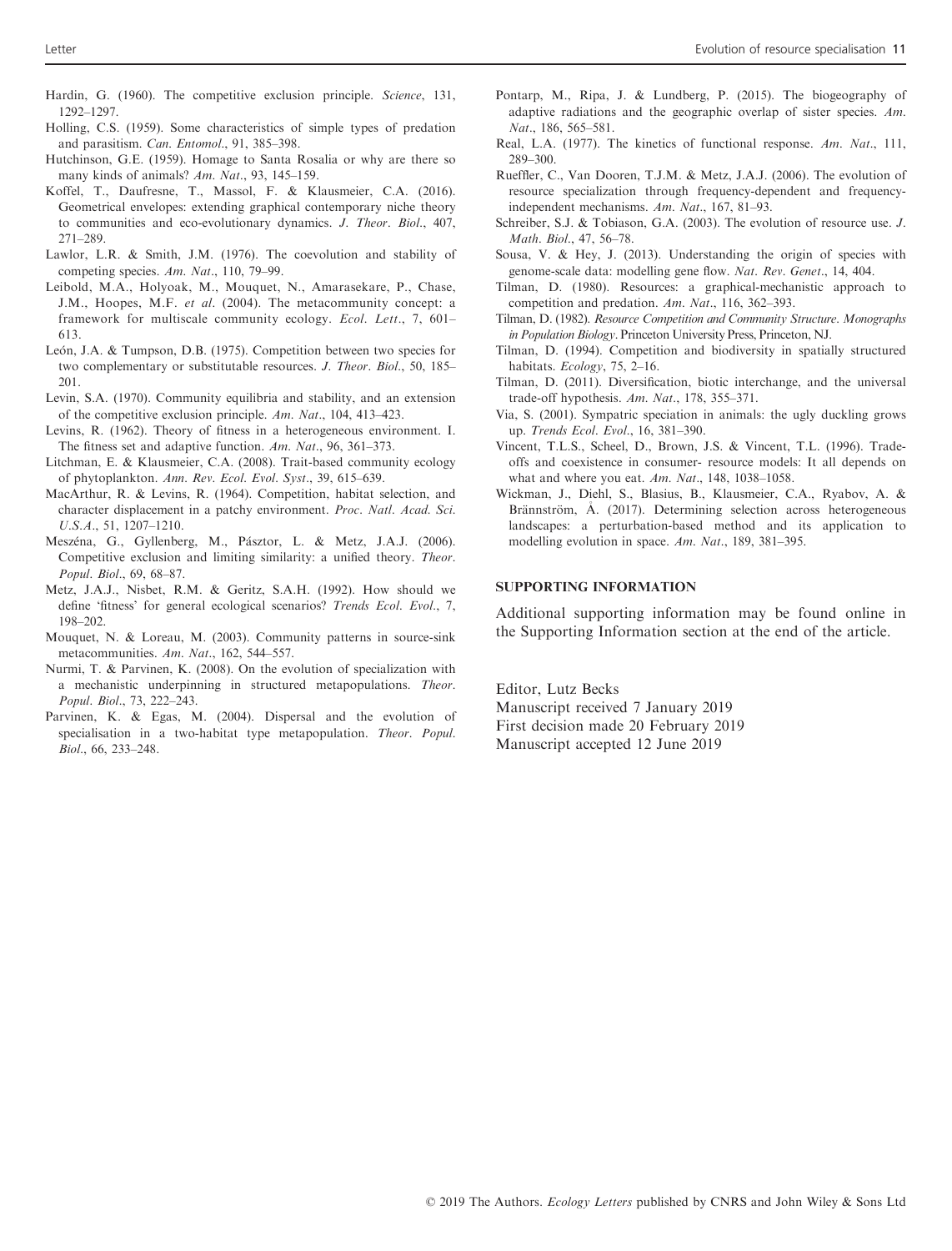Hardin, G. (1960). The competitive exclusion principle. *Science*, 131, 1292–1297.

Holling, C.S. (1959). Some characteristics of simple types of predation and parasitism. *Can. Entomol.*, 91, 385–398.

Hutchinson, G.E. (1959). Homage to Santa Rosalia or why are there so many kinds of animals? *Am. Nat.*, 93, 145–159.

Koffel, T., Daufresne, T., Massol, F. & Klausmeier, C.A. (2016). Geometrical envelopes: extending graphical contemporary niche theory to communities and eco-evolutionary dynamics. *J. Theor. Biol.*, 407, 271–289.

Lawlor, L.R. & Smith, J.M. (1976). The coevolution and stability of competing species. *Am. Nat.*, 110, 79–99.

Leibold, M.A., Holyoak, M., Mouquet, N., Amarasekare, P., Chase, J.M., Hoopes, M.F. *et al.* (2004). The metacommunity concept: a framework for multiscale community ecology. *Ecol. Lett.*, 7, 601–613.

León, J.A. & Tumpson, D.B. (1975). Competition between two species for two complementary or substitutable resources. *J. Theor. Biol.*, 50, 185–201.

Levin, S.A. (1970). Community equilibria and stability, and an extension of the competitive exclusion principle. *Am. Nat.*, 104, 413–423.

Levins, R. (1962). Theory of fitness in a heterogeneous environment. I. The fitness set and adaptive function. *Am. Nat.*, 96, 361–373.

Litchman, E. & Klausmeier, C.A. (2008). Trait-based community ecology of phytoplankton. *Ann. Rev. Ecol. Evol. Syst.*, 39, 615–639.

MacArthur, R. & Levins, R. (1964). Competition, habitat selection, and character displacement in a patchy environment. *Proc. Natl. Acad. Sci. U.S.A.*, 51, 1207–1210.

Meszéna, G., Gyllenberg, M., Pásztor, L. & Metz, J.A.J. (2006). Competitive exclusion and limiting similarity: a unified theory. *Theor. Popul. Biol.*, 69, 68–87.

Metz, J.A.J., Nisbet, R.M. & Geritz, S.A.H. (1992). How should we define 'fitness' for general ecological scenarios? *Trends Ecol. Evol.*, 7, 198–202.

Mouquet, N. & Loreau, M. (2003). Community patterns in source-sink metacommunities. *Am. Nat.*, 162, 544–557.

Nurmi, T. & Parvinen, K. (2008). On the evolution of specialization with a mechanistic underpinning in structured metapopulations. *Theor. Popul. Biol.*, 73, 222–243.

Parvinen, K. & Egas, M. (2004). Dispersal and the evolution of specialisation in a two-habitat type metapopulation. *Theor. Popul. Biol.*, 66, 233–248.

Pontarp, M., Ripa, J. & Lundberg, P. (2015). The biogeography of adaptive radiations and the geographic overlap of sister species. *Am. Nat.*, 186, 565–581.

Real, L.A. (1977). The kinetics of functional response. *Am. Nat.*, 111, 289–300.

Rueffler, C., Van Dooren, T.J.M. & Metz, J.A.J. (2006). The evolution of resource specialization through frequency-dependent and frequency-independent mechanisms. *Am. Nat.*, 167, 81–93.

Schreiber, S.J. & Tobiason, G.A. (2003). The evolution of resource use. *J. Math. Biol.*, 47, 56–78.

Sousa, V. & Hey, J. (2013). Understanding the origin of species with genome-scale data: modelling gene flow. *Nat. Rev. Genet.*, 14, 404.

Tilman, D. (1980). Resources: a graphical-mechanistic approach to competition and predation. *Am. Nat.*, 116, 362–393.

Tilman, D. (1982). *Resource Competition and Community Structure. Monographs in Population Biology*. Princeton University Press, Princeton, NJ.

Tilman, D. (1994). Competition and biodiversity in spatially structured habitats. *Ecology*, 75, 2–16.

Tilman, D. (2011). Diversification, biotic interchange, and the universal trade-off hypothesis. *Am. Nat.*, 178, 355–371.

Via, S. (2001). Sympatric speciation in animals: the ugly duckling grows up. *Trends Ecol. Evol.*, 16, 381–390.

Vincent, T.L.S., Scheel, D., Brown, J.S. & Vincent, T.L. (1996). Trade-offs and coexistence in consumer- resource models: It all depends on what and where you eat. *Am. Nat.*, 148, 1038–1058.

Wickman, J., Diehl, S., Blasius, B., Klausmeier, C.A., Ryabov, A. & Brännström, Å. (2017). Determining selection across heterogeneous landscapes: a perturbation-based method and its application to modelling evolution in space. *Am. Nat.*, 189, 381–395.

## SUPPORTING INFORMATION

Additional supporting information may be found online in the Supporting Information section at the end of the article.

Editor, Lutz Becks
Manuscript received 7 January 2019
First decision made 20 February 2019
Manuscript accepted 12 June 2019